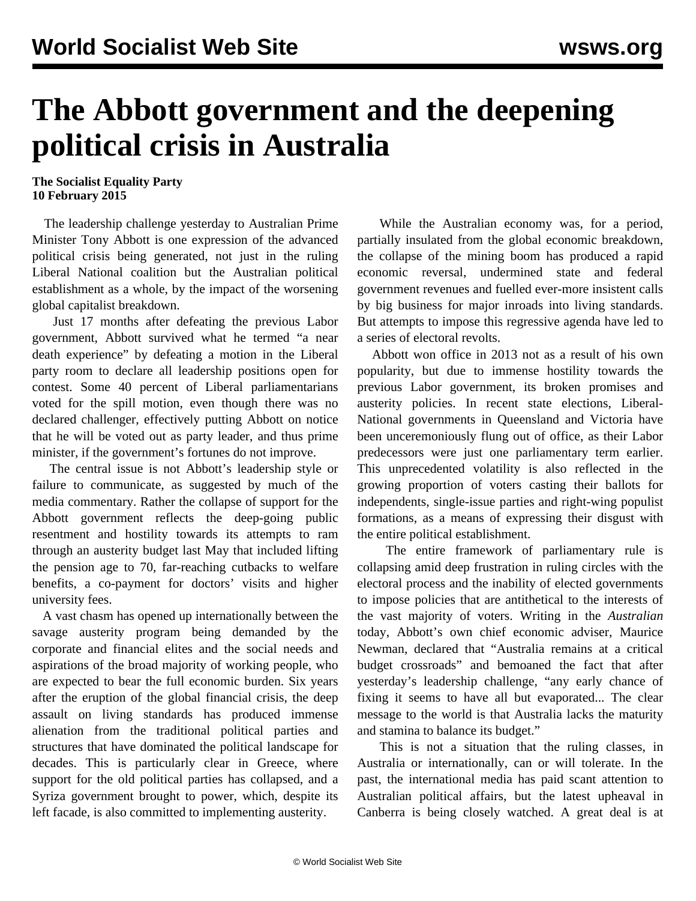# The Abbott government and the deepening political crisis in Australia

**The Socialist Equality Party**
**10 February 2015**

The leadership challenge yesterday to Australian Prime Minister Tony Abbott is one expression of the advanced political crisis being generated, not just in the ruling Liberal National coalition but the Australian political establishment as a whole, by the impact of the worsening global capitalist breakdown.

Just 17 months after defeating the previous Labor government, Abbott survived what he termed "a near death experience" by defeating a motion in the Liberal party room to declare all leadership positions open for contest. Some 40 percent of Liberal parliamentarians voted for the spill motion, even though there was no declared challenger, effectively putting Abbott on notice that he will be voted out as party leader, and thus prime minister, if the government's fortunes do not improve.

The central issue is not Abbott's leadership style or failure to communicate, as suggested by much of the media commentary. Rather the collapse of support for the Abbott government reflects the deep-going public resentment and hostility towards its attempts to ram through an austerity budget last May that included lifting the pension age to 70, far-reaching cutbacks to welfare benefits, a co-payment for doctors' visits and higher university fees.

A vast chasm has opened up internationally between the savage austerity program being demanded by the corporate and financial elites and the social needs and aspirations of the broad majority of working people, who are expected to bear the full economic burden. Six years after the eruption of the global financial crisis, the deep assault on living standards has produced immense alienation from the traditional political parties and structures that have dominated the political landscape for decades. This is particularly clear in Greece, where support for the old political parties has collapsed, and a Syriza government brought to power, which, despite its left facade, is also committed to implementing austerity.

While the Australian economy was, for a period, partially insulated from the global economic breakdown, the collapse of the mining boom has produced a rapid economic reversal, undermined state and federal government revenues and fuelled ever-more insistent calls by big business for major inroads into living standards. But attempts to impose this regressive agenda have led to a series of electoral revolts.

Abbott won office in 2013 not as a result of his own popularity, but due to immense hostility towards the previous Labor government, its broken promises and austerity policies. In recent state elections, Liberal-National governments in Queensland and Victoria have been unceremoniously flung out of office, as their Labor predecessors were just one parliamentary term earlier. This unprecedented volatility is also reflected in the growing proportion of voters casting their ballots for independents, single-issue parties and right-wing populist formations, as a means of expressing their disgust with the entire political establishment.

The entire framework of parliamentary rule is collapsing amid deep frustration in ruling circles with the electoral process and the inability of elected governments to impose policies that are antithetical to the interests of the vast majority of voters. Writing in the *Australian* today, Abbott's own chief economic adviser, Maurice Newman, declared that "Australia remains at a critical budget crossroads" and bemoaned the fact that after yesterday's leadership challenge, "any early chance of fixing it seems to have all but evaporated... The clear message to the world is that Australia lacks the maturity and stamina to balance its budget."

This is not a situation that the ruling classes, in Australia or internationally, can or will tolerate. In the past, the international media has paid scant attention to Australian political affairs, but the latest upheaval in Canberra is being closely watched. A great deal is at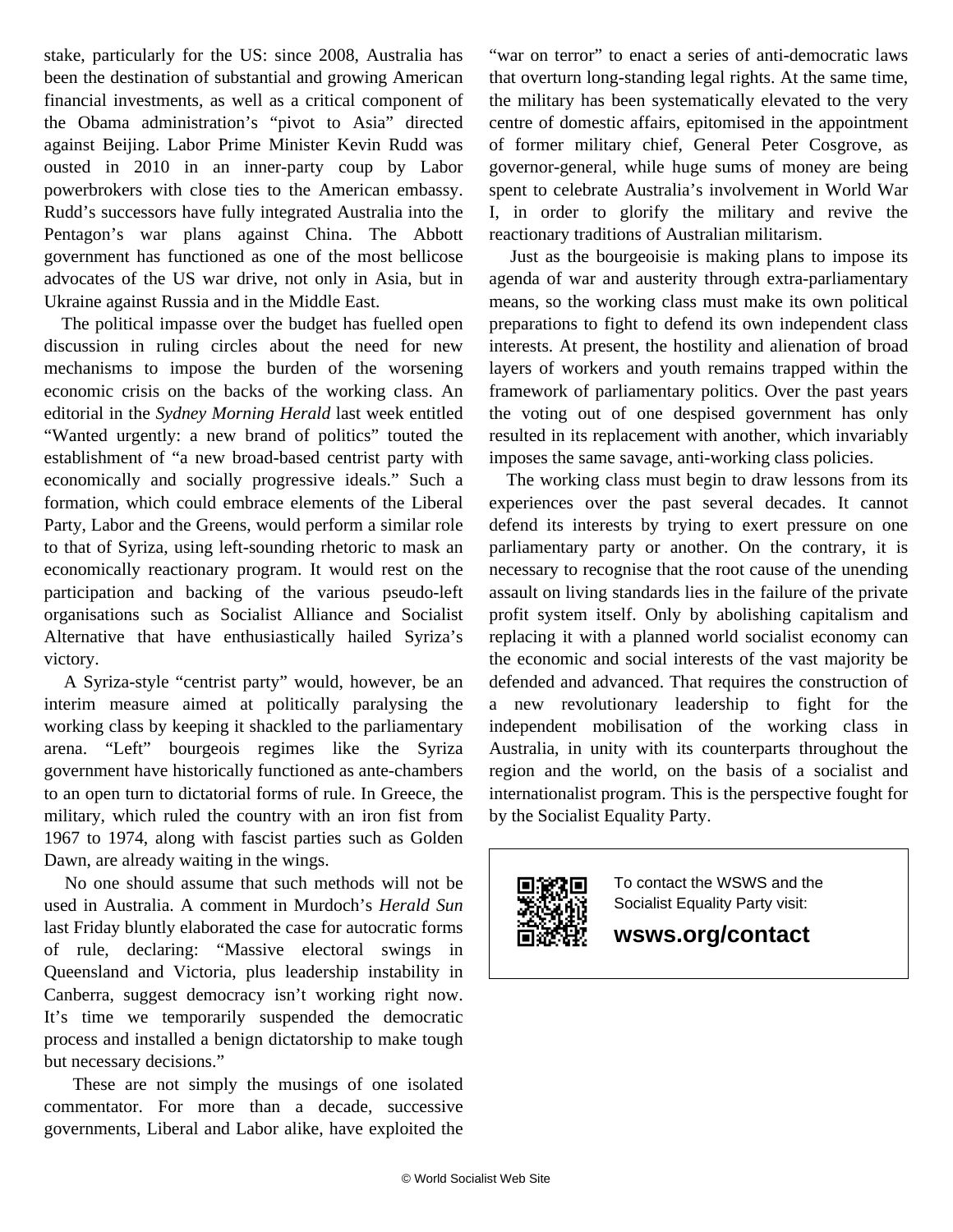stake, particularly for the US: since 2008, Australia has been the destination of substantial and growing American financial investments, as well as a critical component of the Obama administration's "pivot to Asia" directed against Beijing. Labor Prime Minister Kevin Rudd was ousted in 2010 in an inner-party coup by Labor powerbrokers with close ties to the American embassy. Rudd's successors have fully integrated Australia into the Pentagon's war plans against China. The Abbott government has functioned as one of the most bellicose advocates of the US war drive, not only in Asia, but in Ukraine against Russia and in the Middle East.

The political impasse over the budget has fuelled open discussion in ruling circles about the need for new mechanisms to impose the burden of the worsening economic crisis on the backs of the working class. An editorial in the *Sydney Morning Herald* last week entitled "Wanted urgently: a new brand of politics" touted the establishment of "a new broad-based centrist party with economically and socially progressive ideals." Such a formation, which could embrace elements of the Liberal Party, Labor and the Greens, would perform a similar role to that of Syriza, using left-sounding rhetoric to mask an economically reactionary program. It would rest on the participation and backing of the various pseudo-left organisations such as Socialist Alliance and Socialist Alternative that have enthusiastically hailed Syriza's victory.

A Syriza-style "centrist party" would, however, be an interim measure aimed at politically paralysing the working class by keeping it shackled to the parliamentary arena. "Left" bourgeois regimes like the Syriza government have historically functioned as ante-chambers to an open turn to dictatorial forms of rule. In Greece, the military, which ruled the country with an iron fist from 1967 to 1974, along with fascist parties such as Golden Dawn, are already waiting in the wings.

No one should assume that such methods will not be used in Australia. A comment in Murdoch's *Herald Sun* last Friday bluntly elaborated the case for autocratic forms of rule, declaring: "Massive electoral swings in Queensland and Victoria, plus leadership instability in Canberra, suggest democracy isn't working right now. It's time we temporarily suspended the democratic process and installed a benign dictatorship to make tough but necessary decisions."

These are not simply the musings of one isolated commentator. For more than a decade, successive governments, Liberal and Labor alike, have exploited the "war on terror" to enact a series of anti-democratic laws that overturn long-standing legal rights. At the same time, the military has been systematically elevated to the very centre of domestic affairs, epitomised in the appointment of former military chief, General Peter Cosgrove, as governor-general, while huge sums of money are being spent to celebrate Australia's involvement in World War I, in order to glorify the military and revive the reactionary traditions of Australian militarism.

Just as the bourgeoisie is making plans to impose its agenda of war and austerity through extra-parliamentary means, so the working class must make its own political preparations to fight to defend its own independent class interests. At present, the hostility and alienation of broad layers of workers and youth remains trapped within the framework of parliamentary politics. Over the past years the voting out of one despised government has only resulted in its replacement with another, which invariably imposes the same savage, anti-working class policies.

The working class must begin to draw lessons from its experiences over the past several decades. It cannot defend its interests by trying to exert pressure on one parliamentary party or another. On the contrary, it is necessary to recognise that the root cause of the unending assault on living standards lies in the failure of the private profit system itself. Only by abolishing capitalism and replacing it with a planned world socialist economy can the economic and social interests of the vast majority be defended and advanced. That requires the construction of a new revolutionary leadership to fight for the independent mobilisation of the working class in Australia, in unity with its counterparts throughout the region and the world, on the basis of a socialist and internationalist program. This is the perspective fought for by the Socialist Equality Party.

To contact the WSWS and the Socialist Equality Party visit:

**wsws.org/contact**